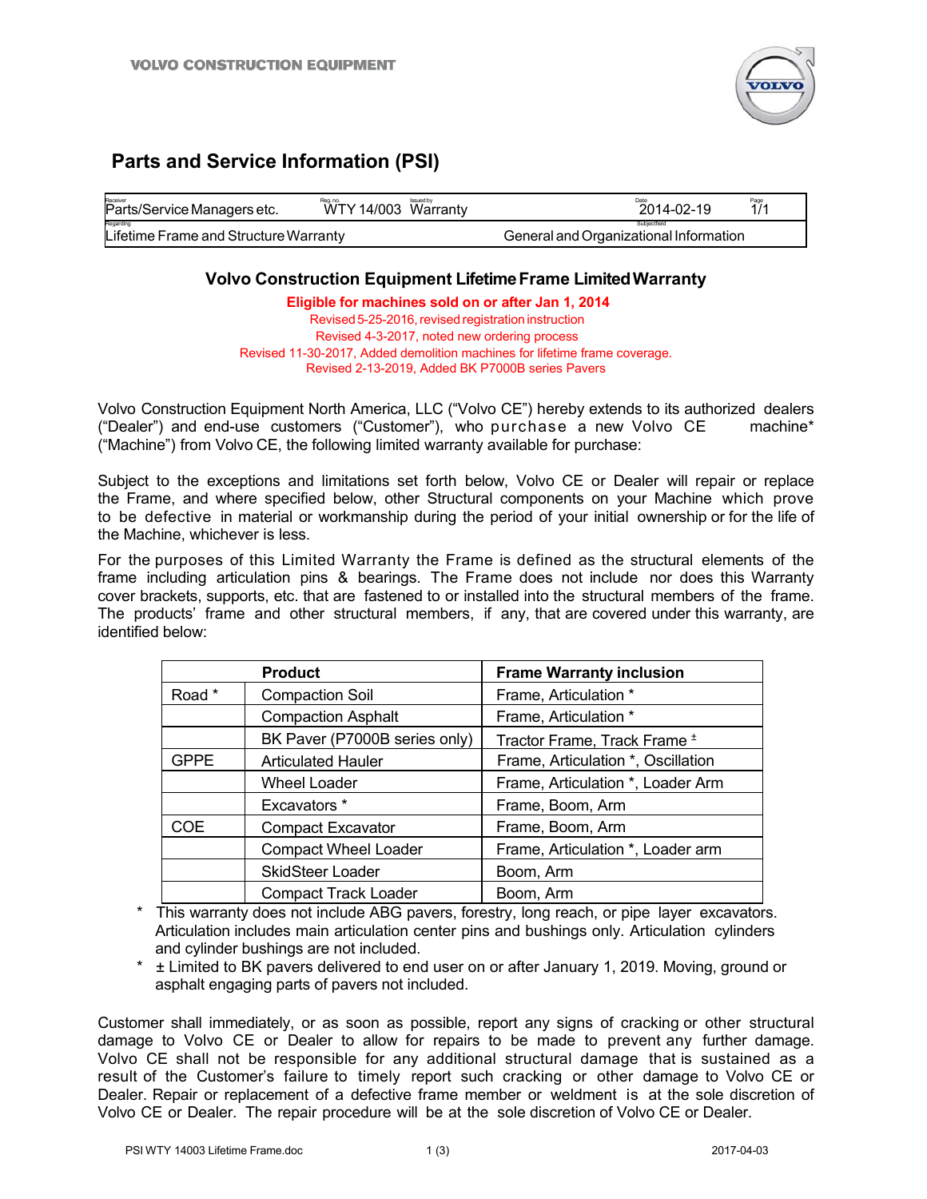VOLVO CONSTRUCTION EQUIPMENT

# Parts and Service Information (PSI)

| Receiver | Reg. no. | Issued by | Date | Page |
|---|---|---|---|---|
| Parts/Service Managers etc. | WTY 14/003 | Warranty | 2014-02-19 | 1/1 |
| Regarding: Lifetime Frame and Structure Warranty | | | Subjectfield: General and Organizational Information | |

## Volvo Construction Equipment Lifetime Frame Limited Warranty

**Eligible for machines sold on or after Jan 1, 2014**

Revised 5-25-2016, revised registration instruction
Revised 4-3-2017, noted new ordering process
Revised 11-30-2017, Added demolition machines for lifetime frame coverage.
Revised 2-13-2019, Added BK P7000B series Pavers

Volvo Construction Equipment North America, LLC ("Volvo CE") hereby extends to its authorized dealers ("Dealer") and end-use customers ("Customer"), who purchase a new Volvo CE machine* ("Machine") from Volvo CE, the following limited warranty available for purchase:

Subject to the exceptions and limitations set forth below, Volvo CE or Dealer will repair or replace the Frame, and where specified below, other Structural components on your Machine which prove to be defective in material or workmanship during the period of your initial ownership or for the life of the Machine, whichever is less.

For the purposes of this Limited Warranty the Frame is defined as the structural elements of the frame including articulation pins & bearings. The Frame does not include nor does this Warranty cover brackets, supports, etc. that are fastened to or installed into the structural members of the frame. The products' frame and other structural members, if any, that are covered under this warranty, are identified below:

| | Product | Frame Warranty inclusion |
|---|---|---|
| Road * | Compaction Soil | Frame, Articulation * |
| | Compaction Asphalt | Frame, Articulation * |
| | BK Paver (P7000B series only) | Tractor Frame, Track Frame ± |
| GPPE | Articulated Hauler | Frame, Articulation *, Oscillation |
| | Wheel Loader | Frame, Articulation *, Loader Arm |
| | Excavators * | Frame, Boom, Arm |
| COE | Compact Excavator | Frame, Boom, Arm |
| | Compact Wheel Loader | Frame, Articulation *, Loader arm |
| | SkidSteer Loader | Boom, Arm |
| | Compact Track Loader | Boom, Arm |

\* This warranty does not include ABG pavers, forestry, long reach, or pipe layer excavators. Articulation includes main articulation center pins and bushings only. Articulation cylinders and cylinder bushings are not included.

\* ± Limited to BK pavers delivered to end user on or after January 1, 2019. Moving, ground or asphalt engaging parts of pavers not included.

Customer shall immediately, or as soon as possible, report any signs of cracking or other structural damage to Volvo CE or Dealer to allow for repairs to be made to prevent any further damage. Volvo CE shall not be responsible for any additional structural damage that is sustained as a result of the Customer's failure to timely report such cracking or other damage to Volvo CE or Dealer. Repair or replacement of a defective frame member or weldment is at the sole discretion of Volvo CE or Dealer. The repair procedure will be at the sole discretion of Volvo CE or Dealer.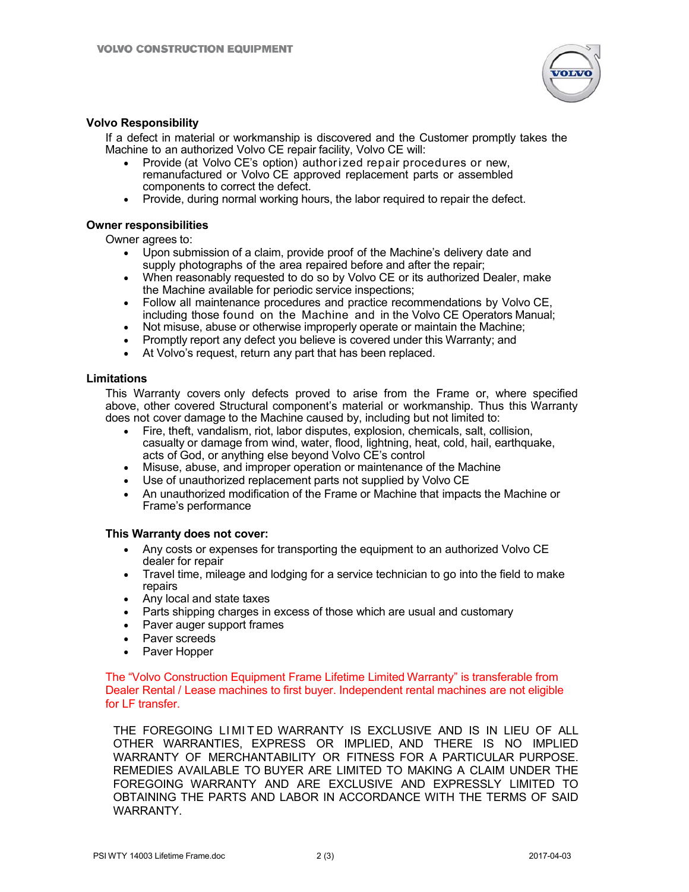**Volvo Responsibility**

If a defect in material or workmanship is discovered and the Customer promptly takes the Machine to an authorized Volvo CE repair facility, Volvo CE will:

- Provide (at Volvo CE's option) authorized repair procedures or new, remanufactured or Volvo CE approved replacement parts or assembled components to correct the defect.
- Provide, during normal working hours, the labor required to repair the defect.

**Owner responsibilities**

Owner agrees to:

- Upon submission of a claim, provide proof of the Machine's delivery date and supply photographs of the area repaired before and after the repair;
- When reasonably requested to do so by Volvo CE or its authorized Dealer, make the Machine available for periodic service inspections;
- Follow all maintenance procedures and practice recommendations by Volvo CE, including those found on the Machine and in the Volvo CE Operators Manual;
- Not misuse, abuse or otherwise improperly operate or maintain the Machine;
- Promptly report any defect you believe is covered under this Warranty; and
- At Volvo's request, return any part that has been replaced.

**Limitations**

This Warranty covers only defects proved to arise from the Frame or, where specified above, other covered Structural component's material or workmanship. Thus this Warranty does not cover damage to the Machine caused by, including but not limited to:

- Fire, theft, vandalism, riot, labor disputes, explosion, chemicals, salt, collision, casualty or damage from wind, water, flood, lightning, heat, cold, hail, earthquake, acts of God, or anything else beyond Volvo CE's control
- Misuse, abuse, and improper operation or maintenance of the Machine
- Use of unauthorized replacement parts not supplied by Volvo CE
- An unauthorized modification of the Frame or Machine that impacts the Machine or Frame's performance

**This Warranty does not cover:**

- Any costs or expenses for transporting the equipment to an authorized Volvo CE dealer for repair
- Travel time, mileage and lodging for a service technician to go into the field to make repairs
- Any local and state taxes
- Parts shipping charges in excess of those which are usual and customary
- Paver auger support frames
- Paver screeds
- Paver Hopper

The "Volvo Construction Equipment Frame Lifetime Limited Warranty" is transferable from Dealer Rental / Lease machines to first buyer. Independent rental machines are not eligible for LF transfer.

THE FOREGOING LIMITED WARRANTY IS EXCLUSIVE AND IS IN LIEU OF ALL OTHER WARRANTIES, EXPRESS OR IMPLIED, AND THERE IS NO IMPLIED WARRANTY OF MERCHANTABILITY OR FITNESS FOR A PARTICULAR PURPOSE. REMEDIES AVAILABLE TO BUYER ARE LIMITED TO MAKING A CLAIM UNDER THE FOREGOING WARRANTY AND ARE EXCLUSIVE AND EXPRESSLY LIMITED TO OBTAINING THE PARTS AND LABOR IN ACCORDANCE WITH THE TERMS OF SAID WARRANTY.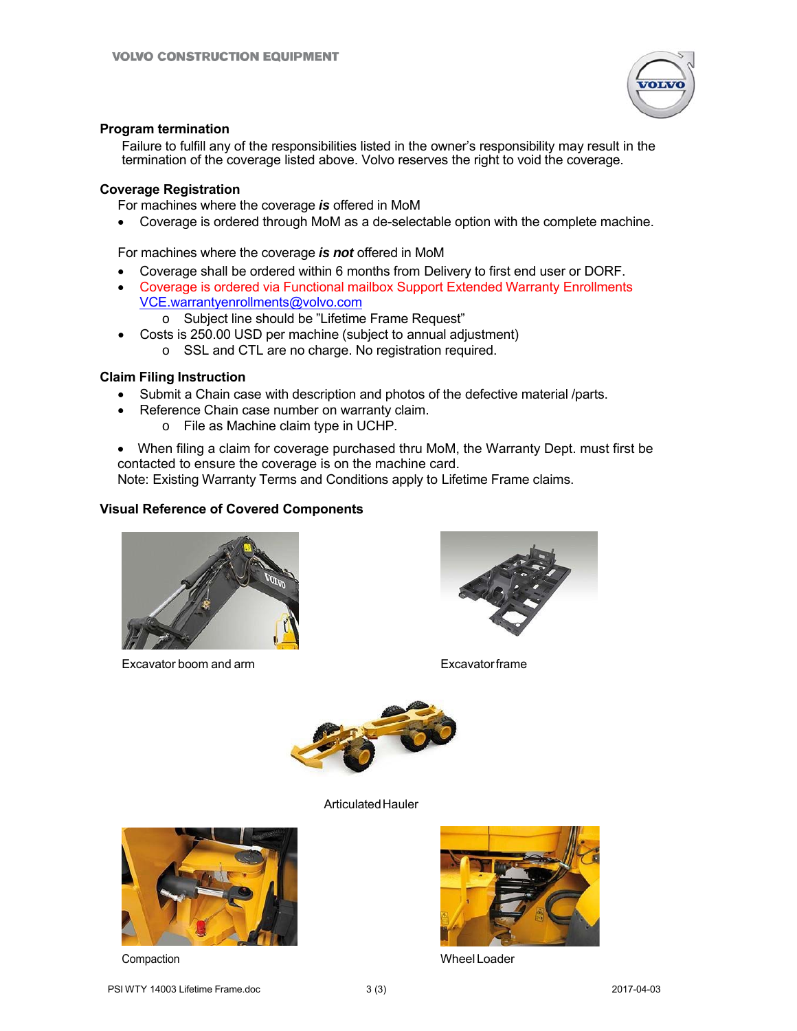## Program termination

Failure to fulfill any of the responsibilities listed in the owner's responsibility may result in the termination of the coverage listed above. Volvo reserves the right to void the coverage.

## Coverage Registration

For machines where the coverage ***is*** offered in MoM

- Coverage is ordered through MoM as a de-selectable option with the complete machine.

For machines where the coverage ***is not*** offered in MoM

- Coverage shall be ordered within 6 months from Delivery to first end user or DORF.
- Coverage is ordered via Functional mailbox Support Extended Warranty Enrollments VCE.warrantyenrollments@volvo.com
  - Subject line should be "Lifetime Frame Request"
- Costs is 250.00 USD per machine (subject to annual adjustment)
  - SSL and CTL are no charge. No registration required.

## Claim Filing Instruction

- Submit a Chain case with description and photos of the defective material /parts.
- Reference Chain case number on warranty claim.
  - File as Machine claim type in UCHP.
- When filing a claim for coverage purchased thru MoM, the Warranty Dept. must first be contacted to ensure the coverage is on the machine card.

Note: Existing Warranty Terms and Conditions apply to Lifetime Frame claims.

## Visual Reference of Covered Components

Excavator boom and arm

Excavator frame

Articulated Hauler

Compaction

Wheel Loader